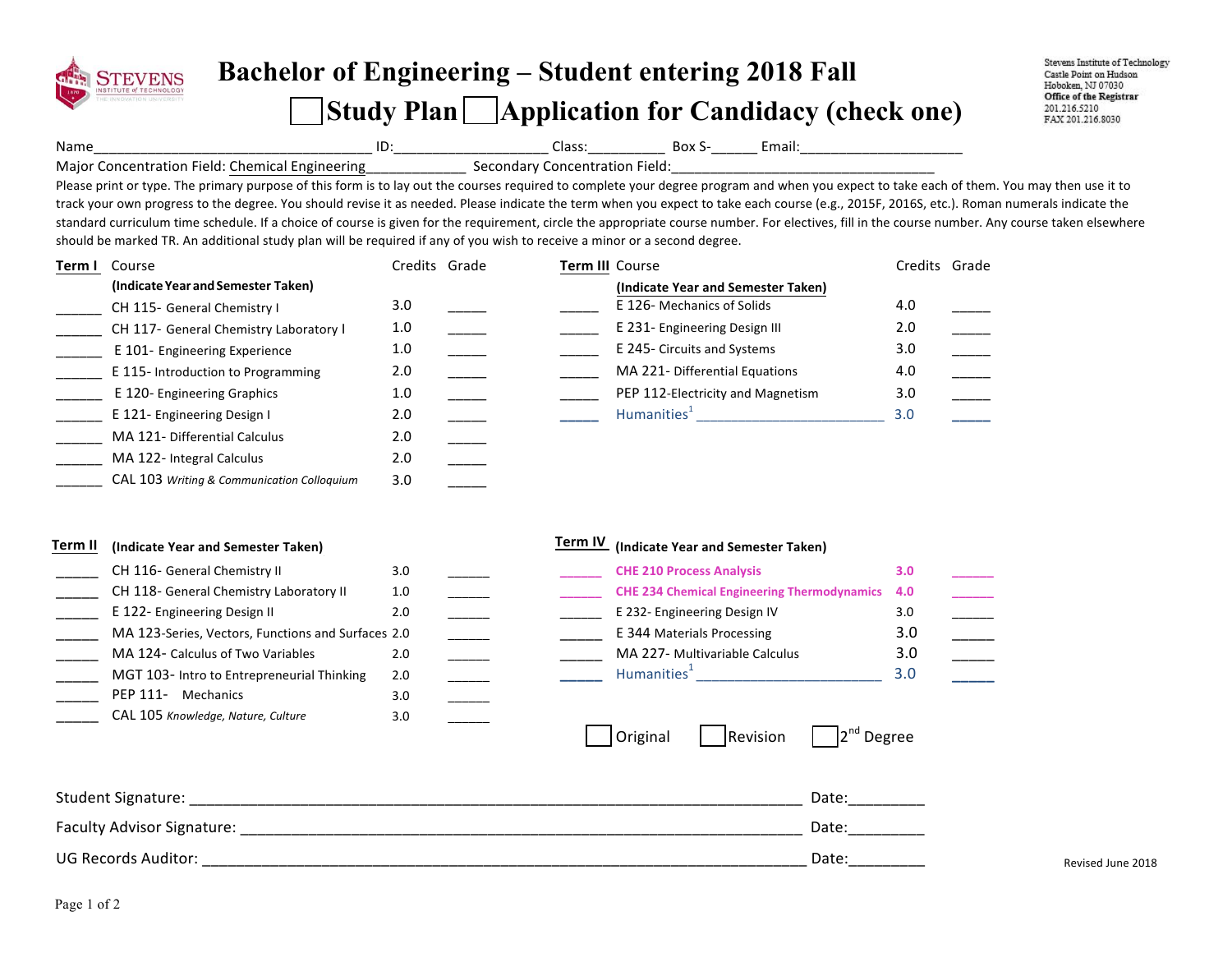# Bachelor of Engineering – Student entering 2018 Fall

☐ Study Plan ☐ Application for Candidacy (check one)

Stevens Institute of Technology
Castle Point on Hudson
Hoboken, NJ 07030
Office of the Registrar
201.216.5210
FAX 201.216.8030

Name____________________________________ ID:____________________ Class:__________ Box S-______ Email:______________________

Major Concentration Field: Chemical Engineering_____________ Secondary Concentration Field:____________________________________

Please print or type. The primary purpose of this form is to lay out the courses required to complete your degree program and when you expect to take each of them. You may then use it to track your own progress to the degree. You should revise it as needed. Please indicate the term when you expect to take each course (e.g., 2015F, 2016S, etc.). Roman numerals indicate the standard curriculum time schedule. If a choice of course is given for the requirement, circle the appropriate course number. For electives, fill in the course number. Any course taken elsewhere should be marked TR. An additional study plan will be required if any of you wish to receive a minor or a second degree.

**Term I** (Indicate Year and Semester Taken)

| Term | Course | Credits | Grade |
|---|---|---|---|
| ______ | CH 115- General Chemistry I | 3.0 | _____ |
| ______ | CH 117- General Chemistry Laboratory I | 1.0 | _____ |
| ______ | E 101- Engineering Experience | 1.0 | _____ |
| ______ | E 115- Introduction to Programming | 2.0 | _____ |
| ______ | E 120- Engineering Graphics | 1.0 | _____ |
| ______ | E 121- Engineering Design I | 2.0 | _____ |
| ______ | MA 121- Differential Calculus | 2.0 | _____ |
| ______ | MA 122- Integral Calculus | 2.0 | _____ |
| ______ | CAL 103 *Writing & Communication Colloquium* | 3.0 | _____ |

**Term II** (Indicate Year and Semester Taken)

| Term | Course | Credits | Grade |
|---|---|---|---|
| ______ | CH 116- General Chemistry II | 3.0 | ______ |
| ______ | CH 118- General Chemistry Laboratory II | 1.0 | ______ |
| ______ | E 122- Engineering Design II | 2.0 | ______ |
| ______ | MA 123-Series, Vectors, Functions and Surfaces | 2.0 | ______ |
| ______ | MA 124- Calculus of Two Variables | 2.0 | ______ |
| ______ | MGT 103- Intro to Entrepreneurial Thinking | 2.0 | ______ |
| ______ | PEP 111- Mechanics | 3.0 | ______ |
| ______ | CAL 105 *Knowledge, Nature, Culture* | 3.0 | ______ |

**Term III** (Indicate Year and Semester Taken)

| Term | Course | Credits | Grade |
|---|---|---|---|
| ______ | E 126- Mechanics of Solids | 4.0 | _____ |
| ______ | E 231- Engineering Design III | 2.0 | _____ |
| ______ | E 245- Circuits and Systems | 3.0 | _____ |
| ______ | MA 221- Differential Equations | 4.0 | _____ |
| ______ | PEP 112-Electricity and Magnetism | 3.0 | _____ |
| _____ | Humanities[1] ________________________ | 3.0 | _____ |

**Term IV** (Indicate Year and Semester Taken)

| Term | Course | Credits | Grade |
|---|---|---|---|
| ______ | **CHE 210 Process Analysis** | **3.0** | ______ |
| ______ | **CHE 234 Chemical Engineering Thermodynamics** | **4.0** | ______ |
| ______ | E 232- Engineering Design IV | 3.0 | ______ |
| ______ | E 344 Materials Processing | 3.0 | ______ |
| ______ | MA 227- Multivariable Calculus | 3.0 | ______ |
| _____ | Humanities[1] ________________________ | 3.0 | _____ |

☐ Original ☐ Revision ☐ 2nd Degree

Student Signature: ________________________________________________________________ Date:_________

Faculty Advisor Signature: __________________________________________________________ Date:_________

UG Records Auditor: _______________________________________________________________ Date:_________

Revised June 2018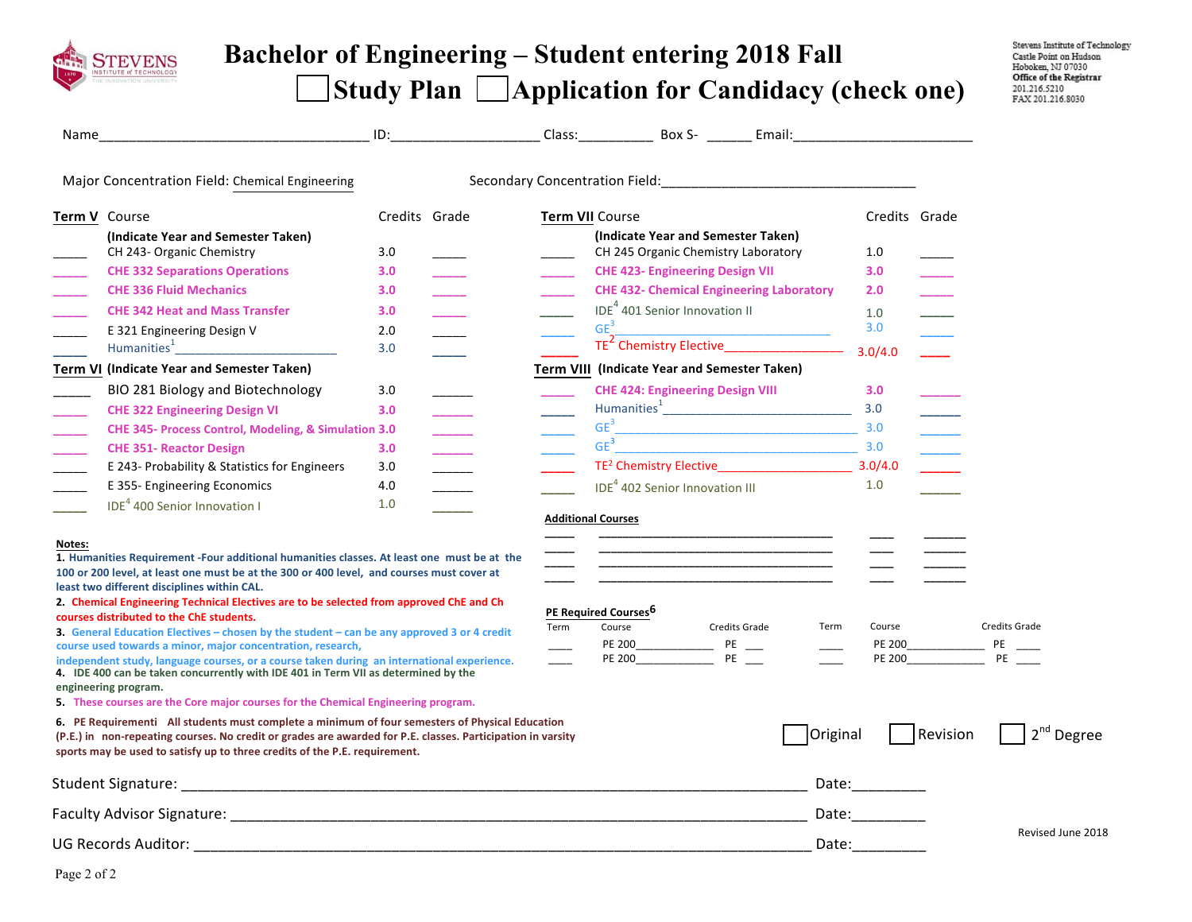Stevens Institute of Technology
Castle Point on Hudson
Hoboken, NJ 07030
Office of the Registrar
201.216.5210
FAX 201.216.8030

# Bachelor of Engineering – Student entering 2018 Fall

☐ Study Plan ☐ Application for Candidacy (check one)

Name__________________________________ ID:____________________ Class:__________ Box S- ______ Email:_________________________

Major Concentration Field: Chemical Engineering

Secondary Concentration Field:__________________________________

## Term V

| | Course | Credits | Grade |
|---|---|---|---|
| | **(Indicate Year and Semester Taken)** | | |
| _____ | CH 243- Organic Chemistry | 3.0 | _____ |
| _____ | **CHE 332 Separations Operations** | **3.0** | _____ |
| _____ | **CHE 336 Fluid Mechanics** | **3.0** | _____ |
| _____ | **CHE 342 Heat and Mass Transfer** | **3.0** | _____ |
| _____ | E 321 Engineering Design V | 2.0 | _____ |
| _____ | Humanities[1]_________________________ | 3.0 | _____ |

## Term VI

| | Course | Credits | Grade |
|---|---|---|---|
| | **(Indicate Year and Semester Taken)** | | |
| _____ | BIO 281 Biology and Biotechnology | 3.0 | ______ |
| _____ | **CHE 322 Engineering Design VI** | **3.0** | ______ |
| _____ | **CHE 345- Process Control, Modeling, & Simulation** | **3.0** | ______ |
| _____ | **CHE 351- Reactor Design** | **3.0** | ______ |
| _____ | E 243- Probability & Statistics for Engineers | 3.0 | ______ |
| _____ | E 355- Engineering Economics | 4.0 | ______ |
| _____ | IDE[4] 400 Senior Innovation I | 1.0 | ______ |

## Term VII

| | Course | Credits | Grade |
|---|---|---|---|
| | **(Indicate Year and Semester Taken)** | | |
| _____ | CH 245 Organic Chemistry Laboratory | 1.0 | _____ |
| _____ | **CHE 423- Engineering Design VII** | **3.0** | _____ |
| _____ | **CHE 432- Chemical Engineering Laboratory** | **2.0** | _____ |
| _____ | IDE[4] 401 Senior Innovation II | 1.0 | _____ |
| _____ | GE[3]_________________________________ | 3.0 | _____ |
| _____ | TE[2] Chemistry Elective_________________ | 3.0/4.0 | _____ |

## Term VIII

| | Course | Credits | Grade |
|---|---|---|---|
| | **(Indicate Year and Semester Taken)** | | |
| _____ | **CHE 424: Engineering Design VIII** | **3.0** | ______ |
| _____ | Humanities[1]___________________________ | 3.0 | ______ |
| _____ | GE[3]___________________________________ | 3.0 | ______ |
| _____ | GE[3]___________________________________ | 3.0 | ______ |
| _____ | TE[2] Chemistry Elective_________________ | 3.0/4.0 | ______ |
| _____ | IDE[4] 402 Senior Innovation III | 1.0 | ______ |

**Additional Courses**

| | | | |
|---|---|---|---|
| _____ | ___________________________________ | ____ | ______ |
| _____ | ___________________________________ | ____ | ______ |
| _____ | ___________________________________ | ____ | ______ |
| _____ | ___________________________________ | ____ | ______ |

**PE Required Courses[6]**

| Term | Course | Credits | Grade | Term | Course | Credits | Grade |
|---|---|---|---|---|---|---|---|
| ____ | PE 200____________ | PE | ___ | ____ | PE 200____________ | PE | ___ |
| ____ | PE 200____________ | PE | ___ | ____ | PE 200____________ | PE | ___ |

**Notes:**

1. **Humanities Requirement -Four additional humanities classes. At least one must be at the 100 or 200 level, at least one must be at the 300 or 400 level, and courses must cover at least two different disciplines within CAL.**
2. **Chemical Engineering Technical Electives are to be selected from approved ChE and Ch courses distributed to the ChE students.**
3. **General Education Electives – chosen by the student – can be any approved 3 or 4 credit course used towards a minor, major concentration, research, independent study, language courses, or a course taken during an international experience.**
4. **IDE 400 can be taken concurrently with IDE 401 in Term VII as determined by the engineering program.**
5. **These courses are the Core major courses for the Chemical Engineering program.**
6. **PE Requirementi All students must complete a minimum of four semesters of Physical Education (P.E.) in non-repeating courses. No credit or grades are awarded for P.E. classes. Participation in varsity sports may be used to satisfy up to three credits of the P.E. requirement.**

☐ Original ☐ Revision ☐ 2nd Degree

Student Signature: ______________________________________________________________ Date:_________

Faculty Advisor Signature: _______________________________________________________ Date:_________

UG Records Auditor: ____________________________________________________________ Date:_________

Revised June 2018